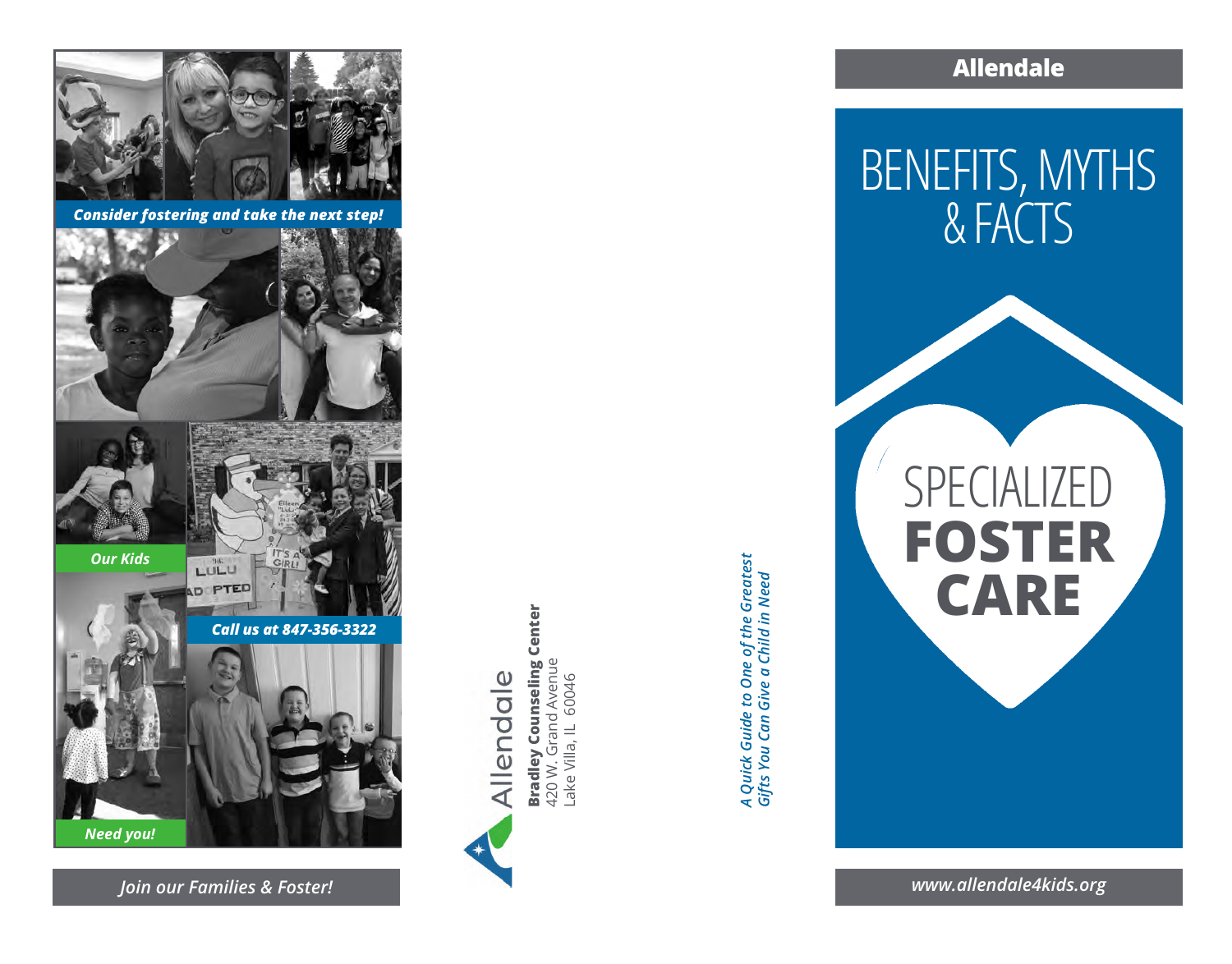*Consider fostering and take the next step!*

*Our Kids*

*Call us at 847-356-3322*

*Need you!*

*Join our Families & Foster!*

Allendale

**Bradley Counseling Center**
420 W. Grand Avenue
Lake Villa, IL 60046

***A Quick Guide to One of the Greatest Gifts You Can Give a Child in Need***

**Allendale**

# BENEFITS, MYTHS & FACTS

# SPECIALIZED **FOSTER CARE**

*www.allendale4kids.org*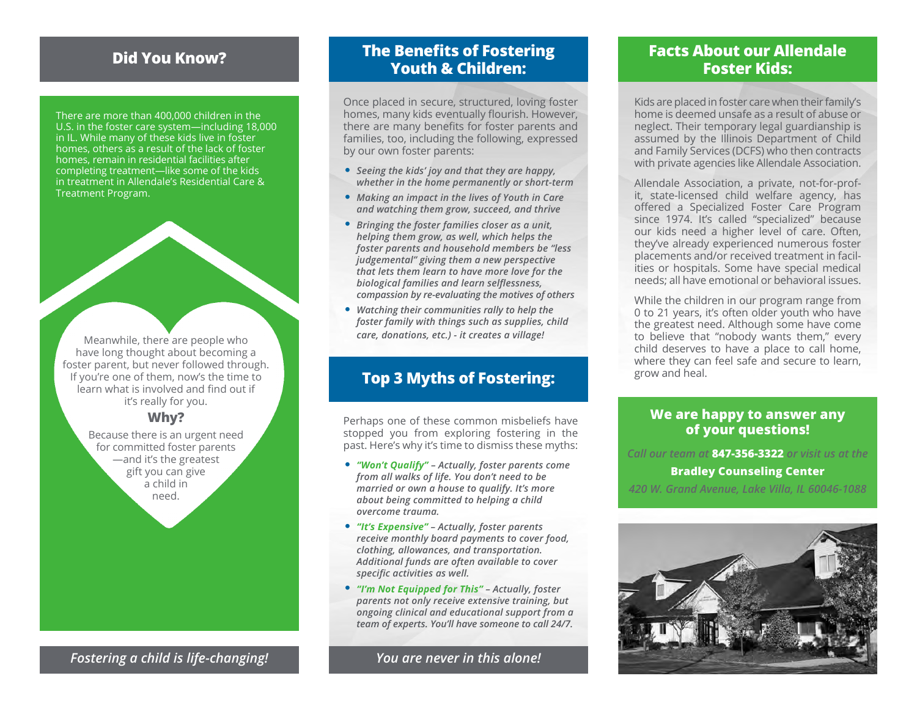## Did You Know?

There are more than 400,000 children in the U.S. in the foster care system—including 18,000 in IL. While many of these kids live in foster homes, others as a result of the lack of foster homes, remain in residential facilities after completing treatment—like some of the kids in treatment in Allendale's Residential Care & Treatment Program.

Meanwhile, there are people who have long thought about becoming a foster parent, but never followed through. If you're one of them, now's the time to learn what is involved and find out if it's really for you.

### Why?

Because there is an urgent need for committed foster parents —and it's the greatest gift you can give a child in need.

*Fostering a child is life-changing!*

## The Benefits of Fostering Youth & Children:

Once placed in secure, structured, loving foster homes, many kids eventually flourish. However, there are many benefits for foster parents and families, too, including the following, expressed by our own foster parents:

- ***Seeing the kids' joy and that they are happy, whether in the home permanently or short-term***
- ***Making an impact in the lives of Youth in Care and watching them grow, succeed, and thrive***
- ***Bringing the foster families closer as a unit, helping them grow, as well, which helps the foster parents and household members be "less judgemental" giving them a new perspective that lets them learn to have more love for the biological families and learn selflessness, compassion by re-evaluating the motives of others***
- ***Watching their communities rally to help the foster family with things such as supplies, child care, donations, etc.) - it creates a village!***

## Top 3 Myths of Fostering:

Perhaps one of these common misbeliefs have stopped you from exploring fostering in the past. Here's why it's time to dismiss these myths:

- ***"Won't Qualify" – Actually, foster parents come from all walks of life. You don't need to be married or own a house to qualify. It's more about being committed to helping a child overcome trauma.***
- ***"It's Expensive" – Actually, foster parents receive monthly board payments to cover food, clothing, allowances, and transportation. Additional funds are often available to cover specific activities as well.***
- ***"I'm Not Equipped for This" – Actually, foster parents not only receive extensive training, but ongoing clinical and educational support from a team of experts. You'll have someone to call 24/7.***

*You are never in this alone!*

## Facts About our Allendale Foster Kids:

Kids are placed in foster care when their family's home is deemed unsafe as a result of abuse or neglect. Their temporary legal guardianship is assumed by the Illinois Department of Child and Family Services (DCFS) who then contracts with private agencies like Allendale Association.

Allendale Association, a private, not-for-profit, state-licensed child welfare agency, has offered a Specialized Foster Care Program since 1974. It's called "specialized" because our kids need a higher level of care. Often, they've already experienced numerous foster placements and/or received treatment in facilities or hospitals. Some have special medical needs; all have emotional or behavioral issues.

While the children in our program range from 0 to 21 years, it's often older youth who have the greatest need. Although some have come to believe that "nobody wants them," every child deserves to have a place to call home, where they can feel safe and secure to learn, grow and heal.

### We are happy to answer any of your questions!

*Call our team at* **847-356-3322** *or visit us at the*

**Bradley Counseling Center**

*420 W. Grand Avenue, Lake Villa, IL 60046-1088*